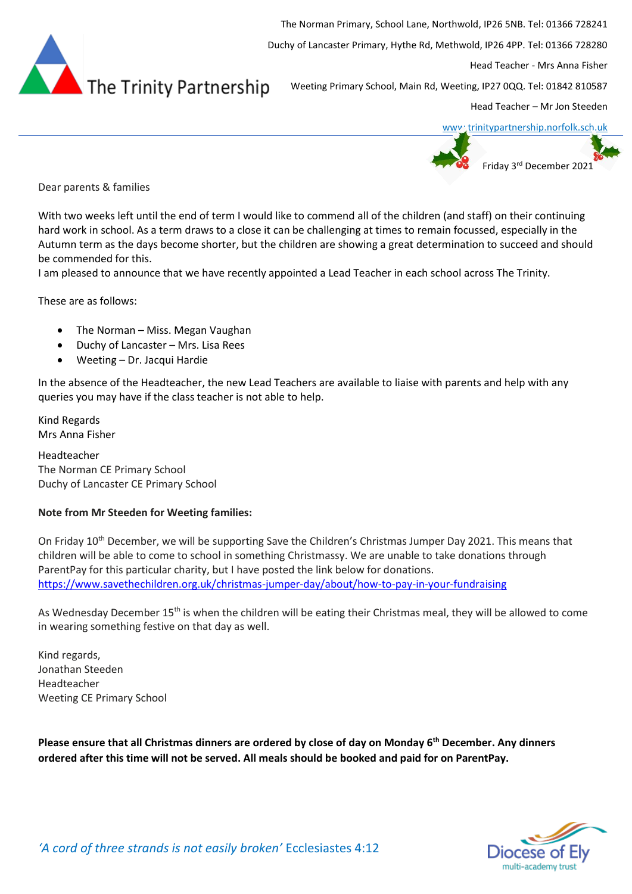The Trinity Partnership

The Norman Primary, School Lane, Northwold, IP26 5NB. Tel: 01366 728241

Duchy of Lancaster Primary, Hythe Rd, Methwold, IP26 4PP. Tel: 01366 728280

Head Teacher - Mrs Anna Fisher

Weeting Primary School, Main Rd, Weeting, IP27 0QQ. Tel: 01842 810587

Head Teacher – Mr Jon Steeden

www.trinitypartnership.norfolk.sch.uk

Friday 3rd December 2021

Dear parents & families

With two weeks left until the end of term I would like to commend all of the children (and staff) on their continuing hard work in school. As a term draws to a close it can be challenging at times to remain focussed, especially in the Autumn term as the days become shorter, but the children are showing a great determination to succeed and should be commended for this.

I am pleased to announce that we have recently appointed a Lead Teacher in each school across The Trinity.

These are as follows:

- The Norman – Miss. Megan Vaughan
- Duchy of Lancaster – Mrs. Lisa Rees
- Weeting – Dr. Jacqui Hardie

In the absence of the Headteacher, the new Lead Teachers are available to liaise with parents and help with any queries you may have if the class teacher is not able to help.

Kind Regards
Mrs Anna Fisher

Headteacher
The Norman CE Primary School
Duchy of Lancaster CE Primary School

**Note from Mr Steeden for Weeting families:**

On Friday 10th December, we will be supporting Save the Children's Christmas Jumper Day 2021. This means that children will be able to come to school in something Christmassy. We are unable to take donations through ParentPay for this particular charity, but I have posted the link below for donations.
https://www.savethechildren.org.uk/christmas-jumper-day/about/how-to-pay-in-your-fundraising

As Wednesday December 15th is when the children will be eating their Christmas meal, they will be allowed to come in wearing something festive on that day as well.

Kind regards,
Jonathan Steeden
Headteacher
Weeting CE Primary School

**Please ensure that all Christmas dinners are ordered by close of day on Monday 6th December. Any dinners ordered after this time will not be served. All meals should be booked and paid for on ParentPay.**

*'A cord of three strands is not easily broken'* Ecclesiastes 4:12

Diocese of Ely multi-academy trust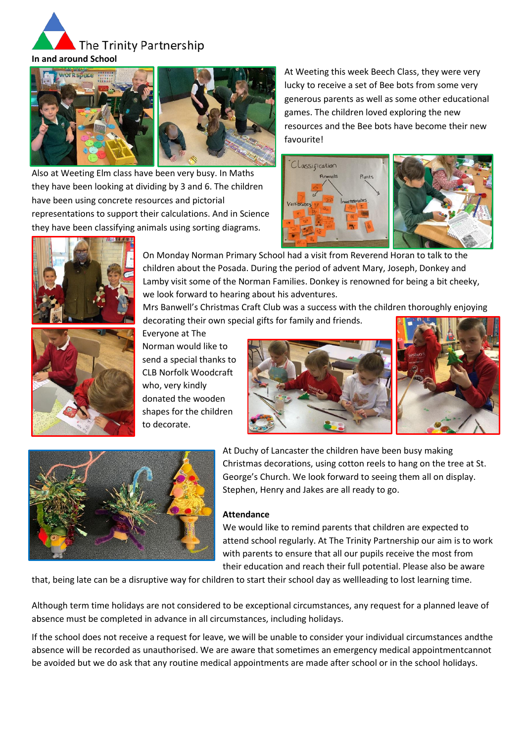The Trinity Partnership

## In and around School

At Weeting this week Beech Class, they were very lucky to receive a set of Bee bots from some very generous parents as well as some other educational games. The children loved exploring the new resources and the Bee bots have become their new favourite!

Also at Weeting Elm class have been very busy. In Maths they have been looking at dividing by 3 and 6. The children have been using concrete resources and pictorial representations to support their calculations. And in Science they have been classifying animals using sorting diagrams.

On Monday Norman Primary School had a visit from Reverend Horan to talk to the children about the Posada. During the period of advent Mary, Joseph, Donkey and Lamby visit some of the Norman Families. Donkey is renowned for being a bit cheeky, we look forward to hearing about his adventures.

Mrs Banwell's Christmas Craft Club was a success with the children thoroughly enjoying decorating their own special gifts for family and friends.

Everyone at The Norman would like to send a special thanks to CLB Norfolk Woodcraft who, very kindly donated the wooden shapes for the children to decorate.

At Duchy of Lancaster the children have been busy making Christmas decorations, using cotton reels to hang on the tree at St. George's Church. We look forward to seeing them all on display. Stephen, Henry and Jakes are all ready to go.

**Attendance**

We would like to remind parents that children are expected to attend school regularly. At The Trinity Partnership our aim is to work with parents to ensure that all our pupils receive the most from their education and reach their full potential. Please also be aware that, being late can be a disruptive way for children to start their school day as wellleading to lost learning time.

Although term time holidays are not considered to be exceptional circumstances, any request for a planned leave of absence must be completed in advance in all circumstances, including holidays.

If the school does not receive a request for leave, we will be unable to consider your individual circumstances andthe absence will be recorded as unauthorised. We are aware that sometimes an emergency medical appointmentcannot be avoided but we do ask that any routine medical appointments are made after school or in the school holidays.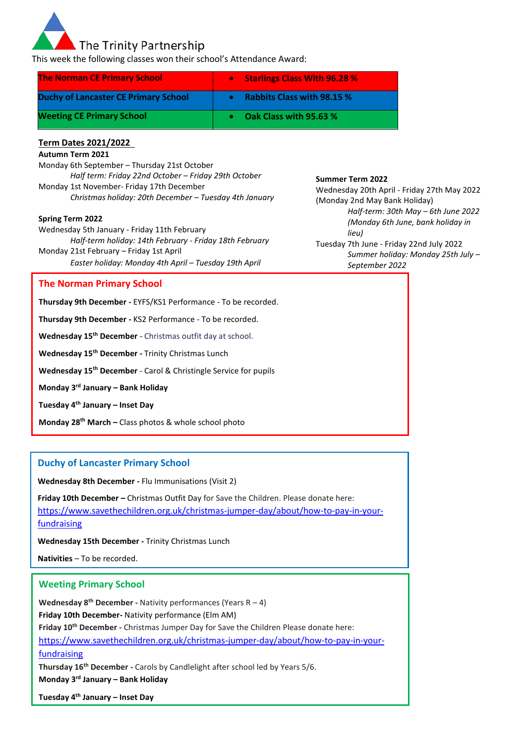The Trinity Partnership

This week the following classes won their school's Attendance Award:

| | |
|---|---|
| **The Norman CE Primary School** | • **Starlings Class With 96.28 %** |
| **Duchy of Lancaster CE Primary School** | • **Rabbits Class with 98.15 %** |
| **Weeting CE Primary School** | • **Oak Class with 95.63 %** |

**Term Dates 2021/2022**

**Autumn Term 2021**

Monday 6th September – Thursday 21st October

*Half term: Friday 22nd October – Friday 29th October*

Monday 1st November- Friday 17th December

*Christmas holiday: 20th December – Tuesday 4th January*

**Spring Term 2022**

Wednesday 5th January - Friday 11th February

*Half-term holiday: 14th February - Friday 18th February*

Monday 21st February – Friday 1st April

*Easter holiday: Monday 4th April – Tuesday 19th April*

**Summer Term 2022**

Wednesday 20th April - Friday 27th May 2022 (Monday 2nd May Bank Holiday)

*Half-term: 30th May – 6th June 2022 (Monday 6th June, bank holiday in lieu)*

Tuesday 7th June - Friday 22nd July 2022

*Summer holiday: Monday 25th July – September 2022*

## The Norman Primary School

**Thursday 9th December -** EYFS/KS1 Performance - To be recorded.

**Thursday 9th December -** KS2 Performance - To be recorded.

**Wednesday 15th December** - Christmas outfit day at school.

**Wednesday 15th December -** Trinity Christmas Lunch

**Wednesday 15th December** - Carol & Christingle Service for pupils

**Monday 3rd January – Bank Holiday**

**Tuesday 4th January – Inset Day**

**Monday 28th March –** Class photos & whole school photo

## Duchy of Lancaster Primary School

**Wednesday 8th December -** Flu Immunisations (Visit 2)

**Friday 10th December –** Christmas Outfit Day for Save the Children. Please donate here: https://www.savethechildren.org.uk/christmas-jumper-day/about/how-to-pay-in-your-fundraising

**Wednesday 15th December -** Trinity Christmas Lunch

**Nativities** – To be recorded.

## Weeting Primary School

**Wednesday 8th December -** Nativity performances (Years R – 4)

**Friday 10th December-** Nativity performance (Elm AM)

**Friday 10th December -** Christmas Jumper Day for Save the Children Please donate here: https://www.savethechildren.org.uk/christmas-jumper-day/about/how-to-pay-in-your-fundraising

**Thursday 16th December -** Carols by Candlelight after school led by Years 5/6.

**Monday 3rd January – Bank Holiday**

**Tuesday 4th January – Inset Day**